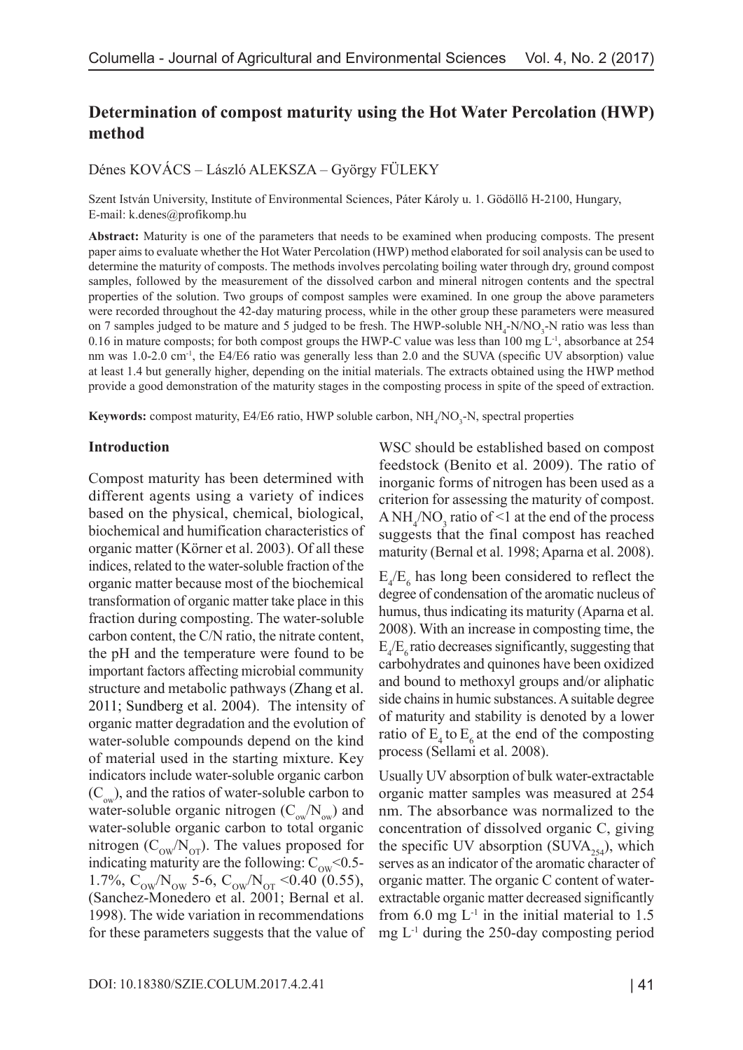# Determination of compost maturity using the Hot Water Percolation (HWP) method

Dénes KOVÁCS – László ALEKSZA – György FÜLEKY

Szent István University, Institute of Environmental Sciences, Páter Károly u. 1. Gödöllő H-2100, Hungary, E-mail: k.denes@profikomp.hu

**Abstract:** Maturity is one of the parameters that needs to be examined when producing composts. The present paper aims to evaluate whether the Hot Water Percolation (HWP) method elaborated for soil analysis can be used to determine the maturity of composts. The methods involves percolating boiling water through dry, ground compost samples, followed by the measurement of the dissolved carbon and mineral nitrogen contents and the spectral properties of the solution. Two groups of compost samples were examined. In one group the above parameters were recorded throughout the 42-day maturing process, while in the other group these parameters were measured on 7 samples judged to be mature and 5 judged to be fresh. The HWP-soluble $NH_4$-N/$NO_3$-N ratio was less than 0.16 in mature composts; for both compost groups the HWP-C value was less than 100 mg $L^{-1}$, absorbance at 254 nm was 1.0-2.0 $cm^{-1}$, the E4/E6 ratio was generally less than 2.0 and the SUVA (specific UV absorption) value at least 1.4 but generally higher, depending on the initial materials. The extracts obtained using the HWP method provide a good demonstration of the maturity stages in the composting process in spite of the speed of extraction.

**Keywords:** compost maturity, E4/E6 ratio, HWP soluble carbon, $NH_4$/$NO_3$-N, spectral properties

## Introduction

Compost maturity has been determined with different agents using a variety of indices based on the physical, chemical, biological, biochemical and humification characteristics of organic matter (Körner et al. 2003). Of all these indices, related to the water-soluble fraction of the organic matter because most of the biochemical transformation of organic matter take place in this fraction during composting. The water-soluble carbon content, the C/N ratio, the nitrate content, the pH and the temperature were found to be important factors affecting microbial community structure and metabolic pathways (Zhang et al. 2011; Sundberg et al. 2004). The intensity of organic matter degradation and the evolution of water-soluble compounds depend on the kind of material used in the starting mixture. Key indicators include water-soluble organic carbon ($C_{ow}$), and the ratios of water-soluble carbon to water-soluble organic nitrogen ($C_{ow}/N_{ow}$) and water-soluble organic carbon to total organic nitrogen ($C_{OW}/N_{OT}$). The values proposed for indicating maturity are the following: $C_{OW}$<0.5-1.7%, $C_{OW}/N_{OW}$ 5-6, $C_{OW}/N_{OT}$ <0.40 (0.55), (Sanchez-Monedero et al. 2001; Bernal et al. 1998). The wide variation in recommendations for these parameters suggests that the value of WSC should be established based on compost feedstock (Benito et al. 2009). The ratio of inorganic forms of nitrogen has been used as a criterion for assessing the maturity of compost. A $NH_4/NO_3$ ratio of <1 at the end of the process suggests that the final compost has reached maturity (Bernal et al. 1998; Aparna et al. 2008).

$E_4/E_6$ has long been considered to reflect the degree of condensation of the aromatic nucleus of humus, thus indicating its maturity (Aparna et al. 2008). With an increase in composting time, the $E_4/E_6$ ratio decreases significantly, suggesting that carbohydrates and quinones have been oxidized and bound to methoxyl groups and/or aliphatic side chains in humic substances. A suitable degree of maturity and stability is denoted by a lower ratio of $E_4$ to $E_6$ at the end of the composting process (Sellami et al. 2008).

Usually UV absorption of bulk water-extractable organic matter samples was measured at 254 nm. The absorbance was normalized to the concentration of dissolved organic C, giving the specific UV absorption ($SUVA_{254}$), which serves as an indicator of the aromatic character of organic matter. The organic C content of water-extractable organic matter decreased significantly from 6.0 mg $L^{-1}$ in the initial material to 1.5 mg $L^{-1}$ during the 250-day composting period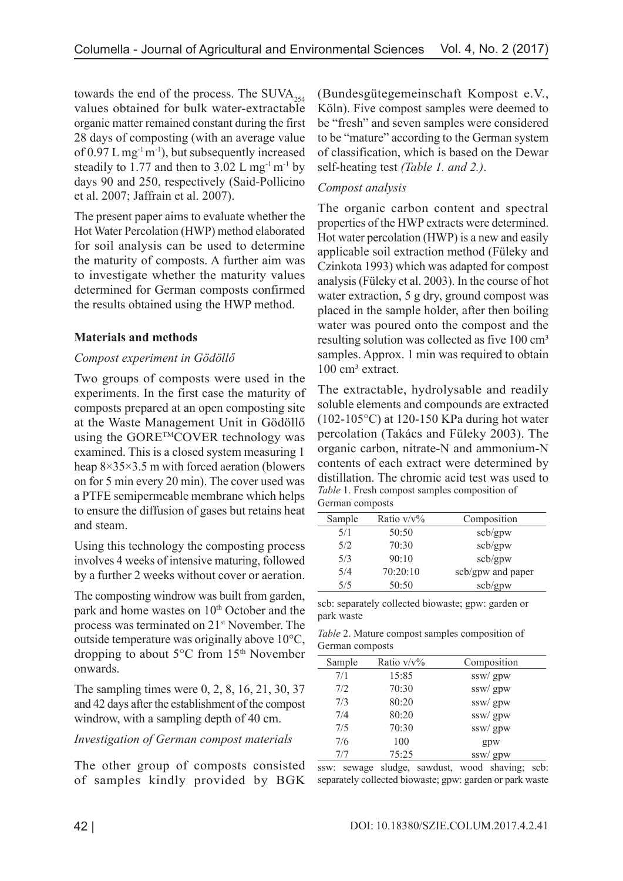towards the end of the process. The $SUVA_{254}$ values obtained for bulk water-extractable organic matter remained constant during the first 28 days of composting (with an average value of 0.97 L $mg^{-1}$ $m^{-1}$), but subsequently increased steadily to 1.77 and then to 3.02 L $mg^{-1}$ $m^{-1}$ by days 90 and 250, respectively (Said-Pollicino et al. 2007; Jaffrain et al. 2007).

The present paper aims to evaluate whether the Hot Water Percolation (HWP) method elaborated for soil analysis can be used to determine the maturity of composts. A further aim was to investigate whether the maturity values determined for German composts confirmed the results obtained using the HWP method.

## Materials and methods

### *Compost experiment in Gödöllő*

Two groups of composts were used in the experiments. In the first case the maturity of composts prepared at an open composting site at the Waste Management Unit in Gödöllő using the GORE™COVER technology was examined. This is a closed system measuring 1 heap 8×35×3.5 m with forced aeration (blowers on for 5 min every 20 min). The cover used was a PTFE semipermeable membrane which helps to ensure the diffusion of gases but retains heat and steam.

Using this technology the composting process involves 4 weeks of intensive maturing, followed by a further 2 weeks without cover or aeration.

The composting windrow was built from garden, park and home wastes on 10th October and the process was terminated on 21st November. The outside temperature was originally above 10°C, dropping to about 5°C from 15th November onwards.

The sampling times were 0, 2, 8, 16, 21, 30, 37 and 42 days after the establishment of the compost windrow, with a sampling depth of 40 cm.

### *Investigation of German compost materials*

The other group of composts consisted of samples kindly provided by BGK (Bundesgütegemeinschaft Kompost e.V., Köln). Five compost samples were deemed to be "fresh" and seven samples were considered to be "mature" according to the German system of classification, which is based on the Dewar self-heating test *(Table 1. and 2.)*.

### *Compost analysis*

The organic carbon content and spectral properties of the HWP extracts were determined. Hot water percolation (HWP) is a new and easily applicable soil extraction method (Füleky and Czinkota 1993) which was adapted for compost analysis (Füleky et al. 2003). In the course of hot water extraction, 5 g dry, ground compost was placed in the sample holder, after then boiling water was poured onto the compost and the resulting solution was collected as five 100 cm³ samples. Approx. 1 min was required to obtain 100 cm³ extract.

The extractable, hydrolysable and readily soluble elements and compounds are extracted (102-105°C) at 120-150 KPa during hot water percolation (Takács and Füleky 2003). The organic carbon, nitrate-N and ammonium-N contents of each extract were determined by distillation. The chromic acid test was used to

*Table* 1. Fresh compost samples composition of German composts

| Sample | Ratio v/v% | Composition |
|---|---|---|
| 5/1 | 50:50 | scb/gpw |
| 5/2 | 70:30 | scb/gpw |
| 5/3 | 90:10 | scb/gpw |
| 5/4 | 70:20:10 | scb/gpw and paper |
| 5/5 | 50:50 | scb/gpw |

scb: separately collected biowaste; gpw: garden or park waste

*Table* 2. Mature compost samples composition of German composts

| Sample | Ratio v/v% | Composition |
|---|---|---|
| 7/1 | 15:85 | ssw/ gpw |
| 7/2 | 70:30 | ssw/ gpw |
| 7/3 | 80:20 | ssw/ gpw |
| 7/4 | 80:20 | ssw/ gpw |
| 7/5 | 70:30 | ssw/ gpw |
| 7/6 | 100 | gpw |
| 7/7 | 75:25 | ssw/ gpw |

ssw: sewage sludge, sawdust, wood shaving; scb: separately collected biowaste; gpw: garden or park waste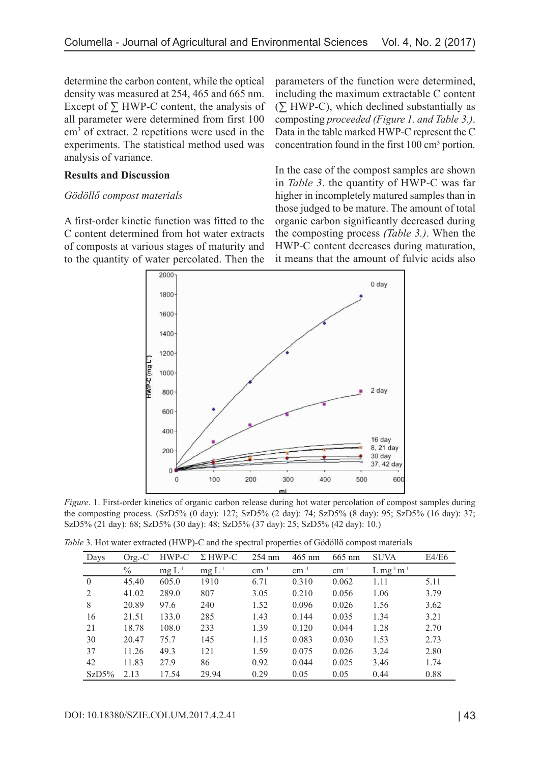determine the carbon content, while the optical density was measured at 254, 465 and 665 nm. Except of ∑ HWP-C content, the analysis of all parameter were determined from first 100 $cm^3$ of extract. 2 repetitions were used in the experiments. The statistical method used was analysis of variance.

## Results and Discussion

*Gödöllő compost materials*

A first-order kinetic function was fitted to the C content determined from hot water extracts of composts at various stages of maturity and to the quantity of water percolated. Then the parameters of the function were determined, including the maximum extractable C content (∑ HWP-C), which declined substantially as composting *proceeded (Figure 1. and Table 3.)*. Data in the table marked HWP-C represent the C concentration found in the first 100 $cm^3$ portion.

In the case of the compost samples are shown in *Table 3*. the quantity of HWP-C was far higher in incompletely matured samples than in those judged to be mature. The amount of total organic carbon significantly decreased during the composting process *(Table 3.)*. When the HWP-C content decreases during maturation, it means that the amount of fulvic acids also

*Figure*. 1. First-order kinetics of organic carbon release during hot water percolation of compost samples during the composting process. (SzD5% (0 day): 127; SzD5% (2 day): 74; SzD5% (8 day): 95; SzD5% (16 day): 37; SzD5% (21 day): 68; SzD5% (30 day): 48; SzD5% (37 day): 25; SzD5% (42 day): 10.)

*Table* 3. Hot water extracted (HWP)-C and the spectral properties of Gödöllő compost materials

| Days | Org.-C | HWP-C | Σ HWP-C | 254 nm | 465 nm | 665 nm | SUVA | E4/E6 |
|---|---|---|---|---|---|---|---|---|
| | % | mg $L^{-1}$ | mg $L^{-1}$ | $cm^{-1}$ | $cm^{-1}$ | $cm^{-1}$ | L $mg^{-1}$ $m^{-1}$ | |
| 0 | 45.40 | 605.0 | 1910 | 6.71 | 0.310 | 0.062 | 1.11 | 5.11 |
| 2 | 41.02 | 289.0 | 807 | 3.05 | 0.210 | 0.056 | 1.06 | 3.79 |
| 8 | 20.89 | 97.6 | 240 | 1.52 | 0.096 | 0.026 | 1.56 | 3.62 |
| 16 | 21.51 | 133.0 | 285 | 1.43 | 0.144 | 0.035 | 1.34 | 3.21 |
| 21 | 18.78 | 108.0 | 233 | 1.39 | 0.120 | 0.044 | 1.28 | 2.70 |
| 30 | 20.47 | 75.7 | 145 | 1.15 | 0.083 | 0.030 | 1.53 | 2.73 |
| 37 | 11.26 | 49.3 | 121 | 1.59 | 0.075 | 0.026 | 3.24 | 2.80 |
| 42 | 11.83 | 27.9 | 86 | 0.92 | 0.044 | 0.025 | 3.46 | 1.74 |
| SzD5% | 2.13 | 17.54 | 29.94 | 0.29 | 0.05 | 0.05 | 0.44 | 0.88 |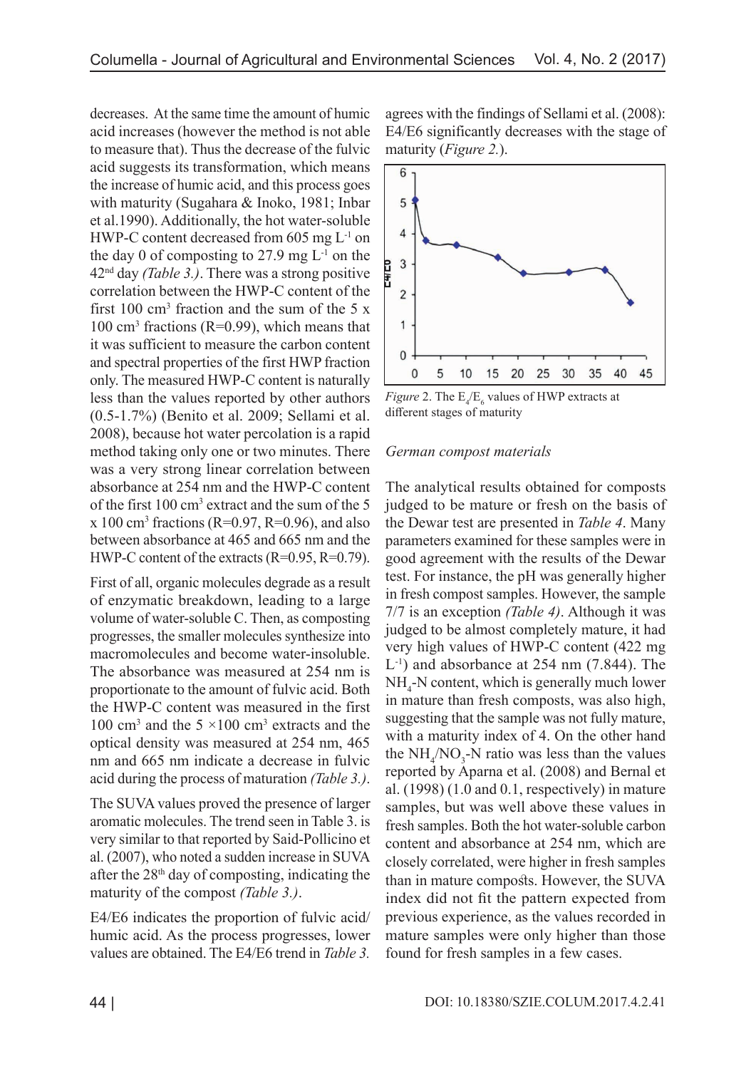decreases. At the same time the amount of humic acid increases (however the method is not able to measure that). Thus the decrease of the fulvic acid suggests its transformation, which means the increase of humic acid, and this process goes with maturity (Sugahara & Inoko, 1981; Inbar et al.1990). Additionally, the hot water-soluble HWP-C content decreased from 605 mg $L^{-1}$ on the day 0 of composting to 27.9 mg $L^{-1}$ on the 42nd day *(Table 3.)*. There was a strong positive correlation between the HWP-C content of the first 100 $cm^3$ fraction and the sum of the 5 x 100 $cm^3$ fractions (R=0.99), which means that it was sufficient to measure the carbon content and spectral properties of the first HWP fraction only. The measured HWP-C content is naturally less than the values reported by other authors (0.5-1.7%) (Benito et al. 2009; Sellami et al. 2008), because hot water percolation is a rapid method taking only one or two minutes. There was a very strong linear correlation between absorbance at 254 nm and the HWP-C content of the first 100 $cm^3$ extract and the sum of the 5 x 100 $cm^3$ fractions (R=0.97, R=0.96), and also between absorbance at 465 and 665 nm and the HWP-C content of the extracts (R=0.95, R=0.79).

First of all, organic molecules degrade as a result of enzymatic breakdown, leading to a large volume of water-soluble C. Then, as composting progresses, the smaller molecules synthesize into macromolecules and become water-insoluble. The absorbance was measured at 254 nm is proportionate to the amount of fulvic acid. Both the HWP-C content was measured in the first 100 $cm^3$ and the 5 ×100 $cm^3$ extracts and the optical density was measured at 254 nm, 465 nm and 665 nm indicate a decrease in fulvic acid during the process of maturation *(Table 3.)*.

The SUVA values proved the presence of larger aromatic molecules. The trend seen in Table 3. is very similar to that reported by Said-Pollicino et al. (2007), who noted a sudden increase in SUVA after the 28th day of composting, indicating the maturity of the compost *(Table 3.)*.

E4/E6 indicates the proportion of fulvic acid/humic acid. As the process progresses, lower values are obtained. The E4/E6 trend in *Table 3.* agrees with the findings of Sellami et al. (2008): E4/E6 significantly decreases with the stage of maturity (*Figure 2.*).

*Figure* 2. The $E_4/E_6$ values of HWP extracts at different stages of maturity

*German compost materials*

The analytical results obtained for composts judged to be mature or fresh on the basis of the Dewar test are presented in *Table 4*. Many parameters examined for these samples were in good agreement with the results of the Dewar test. For instance, the pH was generally higher in fresh compost samples. However, the sample 7/7 is an exception *(Table 4)*. Although it was judged to be almost completely mature, it had very high values of HWP-C content (422 mg $L^{-1}$) and absorbance at 254 nm (7.844). The $NH_4$-N content, which is generally much lower in mature than fresh composts, was also high, suggesting that the sample was not fully mature, with a maturity index of 4. On the other hand the $NH_4/NO_3$-N ratio was less than the values reported by Aparna et al. (2008) and Bernal et al. (1998) (1.0 and 0.1, respectively) in mature samples, but was well above these values in fresh samples. Both the hot water-soluble carbon content and absorbance at 254 nm, which are closely correlated, were higher in fresh samples than in mature composts. However, the SUVA index did not fit the pattern expected from previous experience, as the values recorded in mature samples were only higher than those found for fresh samples in a few cases.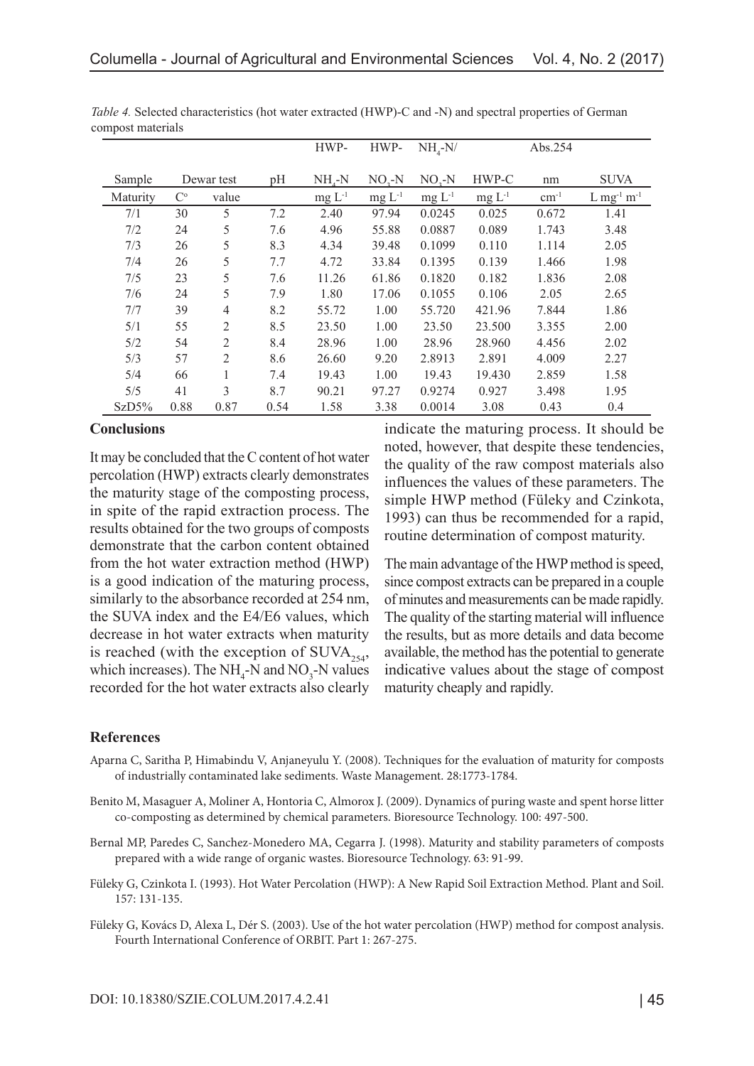*Table 4.* Selected characteristics (hot water extracted (HWP)-C and -N) and spectral properties of German compost materials

| Sample | Dewar test | | pH | HWP- $NH_4$-N | HWP- $NO_3$-N | $NH_4$-N/ $NO_3$-N | HWP-C | Abs.254 nm | SUVA |
|---|---|---|---|---|---|---|---|---|---|
| Maturity | C° | value | | mg $L^{-1}$ | mg $L^{-1}$ | mg $L^{-1}$ | mg $L^{-1}$ | $cm^{-1}$ | L $mg^{-1}$ $m^{-1}$ |
| 7/1 | 30 | 5 | 7.2 | 2.40 | 97.94 | 0.0245 | 0.025 | 0.672 | 1.41 |
| 7/2 | 24 | 5 | 7.6 | 4.96 | 55.88 | 0.0887 | 0.089 | 1.743 | 3.48 |
| 7/3 | 26 | 5 | 8.3 | 4.34 | 39.48 | 0.1099 | 0.110 | 1.114 | 2.05 |
| 7/4 | 26 | 5 | 7.7 | 4.72 | 33.84 | 0.1395 | 0.139 | 1.466 | 1.98 |
| 7/5 | 23 | 5 | 7.6 | 11.26 | 61.86 | 0.1820 | 0.182 | 1.836 | 2.08 |
| 7/6 | 24 | 5 | 7.9 | 1.80 | 17.06 | 0.1055 | 0.106 | 2.05 | 2.65 |
| 7/7 | 39 | 4 | 8.2 | 55.72 | 1.00 | 55.720 | 421.96 | 7.844 | 1.86 |
| 5/1 | 55 | 2 | 8.5 | 23.50 | 1.00 | 23.50 | 23.500 | 3.355 | 2.00 |
| 5/2 | 54 | 2 | 8.4 | 28.96 | 1.00 | 28.96 | 28.960 | 4.456 | 2.02 |
| 5/3 | 57 | 2 | 8.6 | 26.60 | 9.20 | 2.8913 | 2.891 | 4.009 | 2.27 |
| 5/4 | 66 | 1 | 7.4 | 19.43 | 1.00 | 19.43 | 19.430 | 2.859 | 1.58 |
| 5/5 | 41 | 3 | 8.7 | 90.21 | 97.27 | 0.9274 | 0.927 | 3.498 | 1.95 |
| SzD5% | 0.88 | 0.87 | 0.54 | 1.58 | 3.38 | 0.0014 | 3.08 | 0.43 | 0.4 |

## Conclusions

It may be concluded that the C content of hot water percolation (HWP) extracts clearly demonstrates the maturity stage of the composting process, in spite of the rapid extraction process. The results obtained for the two groups of composts demonstrate that the carbon content obtained from the hot water extraction method (HWP) is a good indication of the maturing process, similarly to the absorbance recorded at 254 nm, the SUVA index and the E4/E6 values, which decrease in hot water extracts when maturity is reached (with the exception of $SUVA_{254}$, which increases). The $NH_4$-N and $NO_3$-N values recorded for the hot water extracts also clearly indicate the maturing process. It should be noted, however, that despite these tendencies, the quality of the raw compost materials also influences the values of these parameters. The simple HWP method (Füleky and Czinkota, 1993) can thus be recommended for a rapid, routine determination of compost maturity.

The main advantage of the HWP method is speed, since compost extracts can be prepared in a couple of minutes and measurements can be made rapidly. The quality of the starting material will influence the results, but as more details and data become available, the method has the potential to generate indicative values about the stage of compost maturity cheaply and rapidly.

## References

Aparna C, Saritha P, Himabindu V, Anjaneyulu Y. (2008). Techniques for the evaluation of maturity for composts of industrially contaminated lake sediments. Waste Management. 28:1773-1784.

Benito M, Masaguer A, Moliner A, Hontoria C, Almorox J. (2009). Dynamics of puring waste and spent horse litter co-composting as determined by chemical parameters. Bioresource Technology. 100: 497-500.

Bernal MP, Paredes C, Sanchez-Monedero MA, Cegarra J. (1998). Maturity and stability parameters of composts prepared with a wide range of organic wastes. Bioresource Technology. 63: 91-99.

Füleky G, Czinkota I. (1993). Hot Water Percolation (HWP): A New Rapid Soil Extraction Method. Plant and Soil. 157: 131-135.

Füleky G, Kovács D, Alexa L, Dér S. (2003). Use of the hot water percolation (HWP) method for compost analysis. Fourth International Conference of ORBIT. Part 1: 267-275.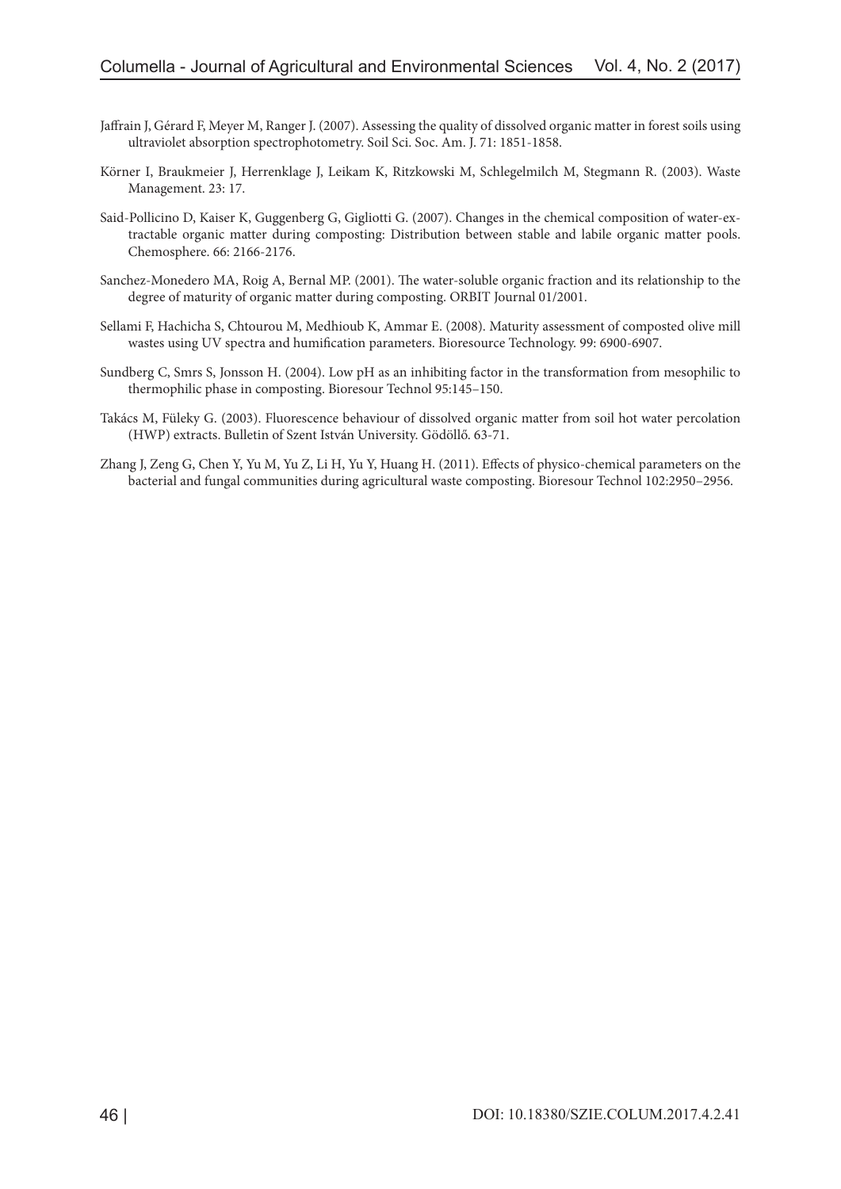Jaffrain J, Gérard F, Meyer M, Ranger J. (2007). Assessing the quality of dissolved organic matter in forest soils using ultraviolet absorption spectrophotometry. Soil Sci. Soc. Am. J. 71: 1851-1858.

Körner I, Braukmeier J, Herrenklage J, Leikam K, Ritzkowski M, Schlegelmilch M, Stegmann R. (2003). Waste Management. 23: 17.

Said-Pollicino D, Kaiser K, Guggenberg G, Gigliotti G. (2007). Changes in the chemical composition of water-extractable organic matter during composting: Distribution between stable and labile organic matter pools. Chemosphere. 66: 2166-2176.

Sanchez-Monedero MA, Roig A, Bernal MP. (2001). The water-soluble organic fraction and its relationship to the degree of maturity of organic matter during composting. ORBIT Journal 01/2001.

Sellami F, Hachicha S, Chtourou M, Medhioub K, Ammar E. (2008). Maturity assessment of composted olive mill wastes using UV spectra and humification parameters. Bioresource Technology. 99: 6900-6907.

Sundberg C, Smrs S, Jonsson H. (2004). Low pH as an inhibiting factor in the transformation from mesophilic to thermophilic phase in composting. Bioresour Technol 95:145–150.

Takács M, Füleky G. (2003). Fluorescence behaviour of dissolved organic matter from soil hot water percolation (HWP) extracts. Bulletin of Szent István University. Gödöllő. 63-71.

Zhang J, Zeng G, Chen Y, Yu M, Yu Z, Li H, Yu Y, Huang H. (2011). Effects of physico-chemical parameters on the bacterial and fungal communities during agricultural waste composting. Bioresour Technol 102:2950–2956.